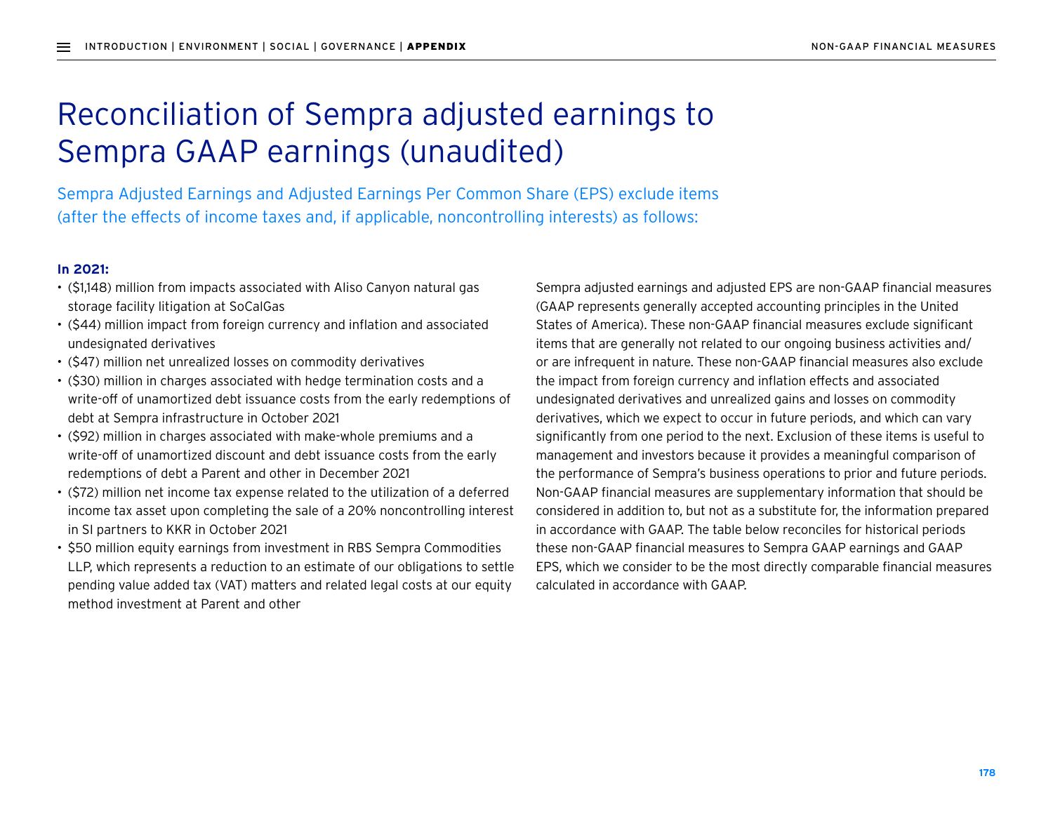# Reconciliation of Sempra adjusted earnings to Sempra GAAP earnings (unaudited)

Sempra Adjusted Earnings and Adjusted Earnings Per Common Share (EPS) exclude items (after the effects of income taxes and, if applicable, noncontrolling interests) as follows:

**In 2021:**

- ($1,148) million from impacts associated with Aliso Canyon natural gas storage facility litigation at SoCalGas
- ($44) million impact from foreign currency and inflation and associated undesignated derivatives
- ($47) million net unrealized losses on commodity derivatives
- ($30) million in charges associated with hedge termination costs and a write-off of unamortized debt issuance costs from the early redemptions of debt at Sempra infrastructure in October 2021
- ($92) million in charges associated with make-whole premiums and a write-off of unamortized discount and debt issuance costs from the early redemptions of debt a Parent and other in December 2021
- ($72) million net income tax expense related to the utilization of a deferred income tax asset upon completing the sale of a 20% noncontrolling interest in SI partners to KKR in October 2021
- $50 million equity earnings from investment in RBS Sempra Commodities LLP, which represents a reduction to an estimate of our obligations to settle pending value added tax (VAT) matters and related legal costs at our equity method investment at Parent and other

Sempra adjusted earnings and adjusted EPS are non-GAAP financial measures (GAAP represents generally accepted accounting principles in the United States of America). These non-GAAP financial measures exclude significant items that are generally not related to our ongoing business activities and/or are infrequent in nature. These non-GAAP financial measures also exclude the impact from foreign currency and inflation effects and associated undesignated derivatives and unrealized gains and losses on commodity derivatives, which we expect to occur in future periods, and which can vary significantly from one period to the next. Exclusion of these items is useful to management and investors because it provides a meaningful comparison of the performance of Sempra's business operations to prior and future periods. Non-GAAP financial measures are supplementary information that should be considered in addition to, but not as a substitute for, the information prepared in accordance with GAAP. The table below reconciles for historical periods these non-GAAP financial measures to Sempra GAAP earnings and GAAP EPS, which we consider to be the most directly comparable financial measures calculated in accordance with GAAP.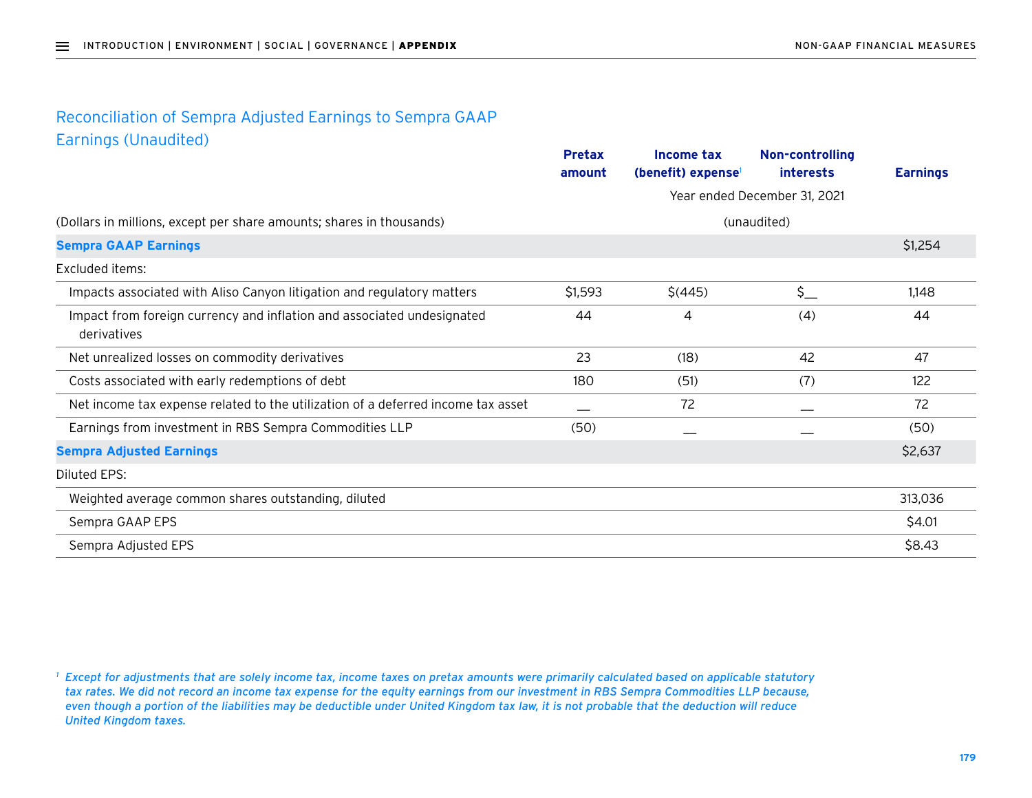## Reconciliation of Sempra Adjusted Earnings to Sempra GAAP Earnings (Unaudited)

| | Pretax amount | Income tax (benefit) expense[1] | Non-controlling interests | Earnings |
|---|---|---|---|---|
| | | Year ended December 31, 2021 | | |
| (Dollars in millions, except per share amounts; shares in thousands) | | (unaudited) | | |
| **Sempra GAAP Earnings** | | | | $1,254 |
| Excluded items: | | | | |
| Impacts associated with Aliso Canyon litigation and regulatory matters | $1,593 | $(445) | $— | 1,148 |
| Impact from foreign currency and inflation and associated undesignated derivatives | 44 | 4 | (4) | 44 |
| Net unrealized losses on commodity derivatives | 23 | (18) | 42 | 47 |
| Costs associated with early redemptions of debt | 180 | (51) | (7) | 122 |
| Net income tax expense related to the utilization of a deferred income tax asset | — | 72 | — | 72 |
| Earnings from investment in RBS Sempra Commodities LLP | (50) | — | — | (50) |
| **Sempra Adjusted Earnings** | | | | $2,637 |
| Diluted EPS: | | | | |
| Weighted average common shares outstanding, diluted | | | | 313,036 |
| Sempra GAAP EPS | | | | $4.01 |
| Sempra Adjusted EPS | | | | $8.43 |

[1] *Except for adjustments that are solely income tax, income taxes on pretax amounts were primarily calculated based on applicable statutory tax rates. We did not record an income tax expense for the equity earnings from our investment in RBS Sempra Commodities LLP because, even though a portion of the liabilities may be deductible under United Kingdom tax law, it is not probable that the deduction will reduce United Kingdom taxes.*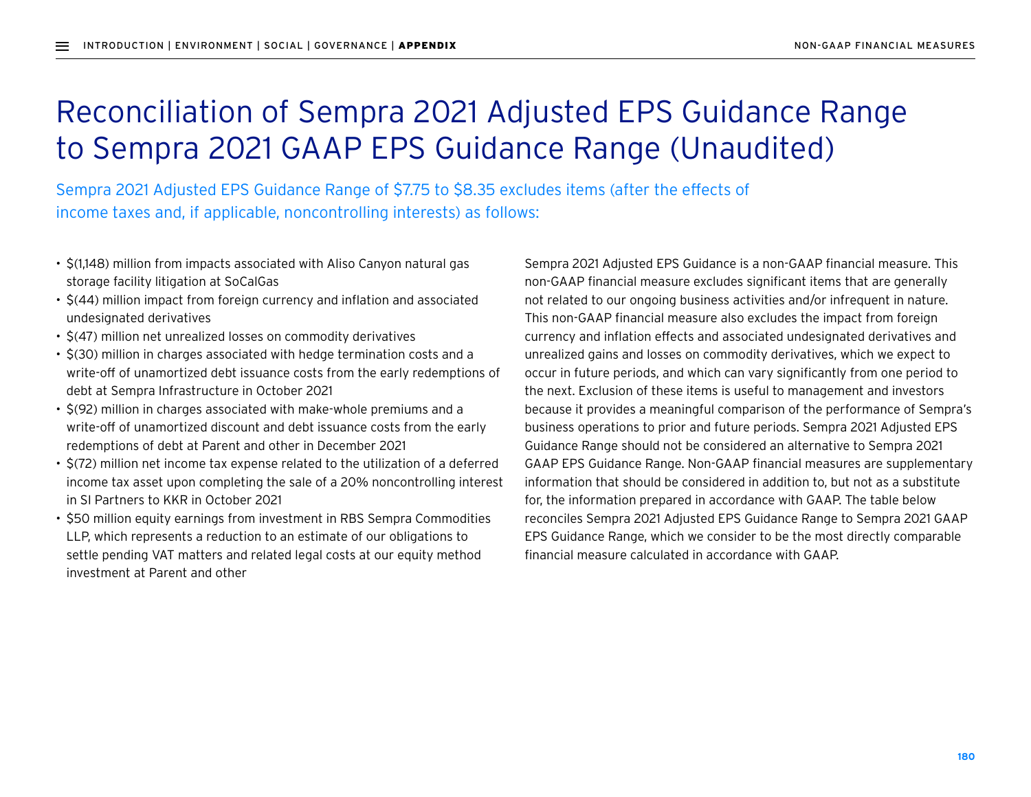# Reconciliation of Sempra 2021 Adjusted EPS Guidance Range to Sempra 2021 GAAP EPS Guidance Range (Unaudited)

Sempra 2021 Adjusted EPS Guidance Range of $7.75 to $8.35 excludes items (after the effects of income taxes and, if applicable, noncontrolling interests) as follows:

- $(1,148) million from impacts associated with Aliso Canyon natural gas storage facility litigation at SoCalGas
- $(44) million impact from foreign currency and inflation and associated undesignated derivatives
- $(47) million net unrealized losses on commodity derivatives
- $(30) million in charges associated with hedge termination costs and a write-off of unamortized debt issuance costs from the early redemptions of debt at Sempra Infrastructure in October 2021
- $(92) million in charges associated with make-whole premiums and a write-off of unamortized discount and debt issuance costs from the early redemptions of debt at Parent and other in December 2021
- $(72) million net income tax expense related to the utilization of a deferred income tax asset upon completing the sale of a 20% noncontrolling interest in SI Partners to KKR in October 2021
- $50 million equity earnings from investment in RBS Sempra Commodities LLP, which represents a reduction to an estimate of our obligations to settle pending VAT matters and related legal costs at our equity method investment at Parent and other

Sempra 2021 Adjusted EPS Guidance is a non-GAAP financial measure. This non-GAAP financial measure excludes significant items that are generally not related to our ongoing business activities and/or infrequent in nature. This non-GAAP financial measure also excludes the impact from foreign currency and inflation effects and associated undesignated derivatives and unrealized gains and losses on commodity derivatives, which we expect to occur in future periods, and which can vary significantly from one period to the next. Exclusion of these items is useful to management and investors because it provides a meaningful comparison of the performance of Sempra's business operations to prior and future periods. Sempra 2021 Adjusted EPS Guidance Range should not be considered an alternative to Sempra 2021 GAAP EPS Guidance Range. Non-GAAP financial measures are supplementary information that should be considered in addition to, but not as a substitute for, the information prepared in accordance with GAAP. The table below reconciles Sempra 2021 Adjusted EPS Guidance Range to Sempra 2021 GAAP EPS Guidance Range, which we consider to be the most directly comparable financial measure calculated in accordance with GAAP.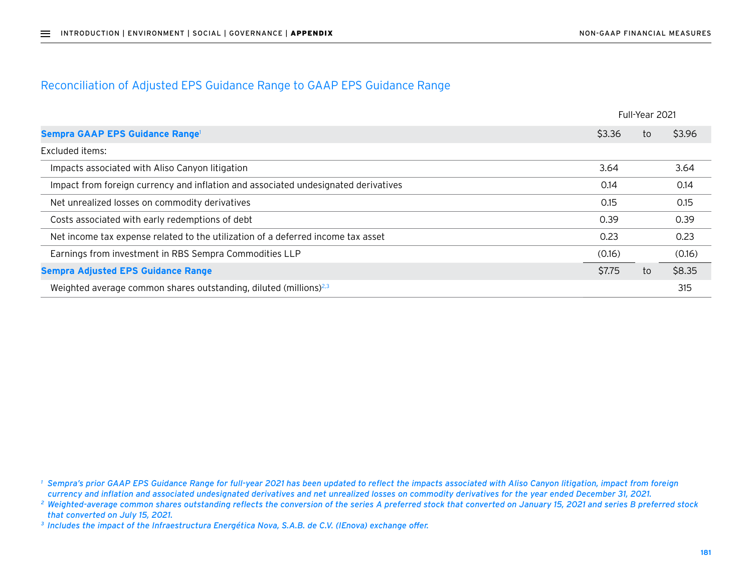## Reconciliation of Adjusted EPS Guidance Range to GAAP EPS Guidance Range

| | Full-Year 2021 | | |
|---|---|---|---|
| **Sempra GAAP EPS Guidance Range**[1] | $3.36 | to | $3.96 |
| Excluded items: | | | |
| Impacts associated with Aliso Canyon litigation | 3.64 | | 3.64 |
| Impact from foreign currency and inflation and associated undesignated derivatives | 0.14 | | 0.14 |
| Net unrealized losses on commodity derivatives | 0.15 | | 0.15 |
| Costs associated with early redemptions of debt | 0.39 | | 0.39 |
| Net income tax expense related to the utilization of a deferred income tax asset | 0.23 | | 0.23 |
| Earnings from investment in RBS Sempra Commodities LLP | (0.16) | | (0.16) |
| **Sempra Adjusted EPS Guidance Range** | $7.75 | to | $8.35 |
| Weighted average common shares outstanding, diluted (millions)[2,3] | | | 315 |

*[1] Sempra's prior GAAP EPS Guidance Range for full-year 2021 has been updated to reflect the impacts associated with Aliso Canyon litigation, impact from foreign currency and inflation and associated undesignated derivatives and net unrealized losses on commodity derivatives for the year ended December 31, 2021.*

*[2] Weighted-average common shares outstanding reflects the conversion of the series A preferred stock that converted on January 15, 2021 and series B preferred stock that converted on July 15, 2021.*

*[3] Includes the impact of the Infraestructura Energética Nova, S.A.B. de C.V. (IEnova) exchange offer.*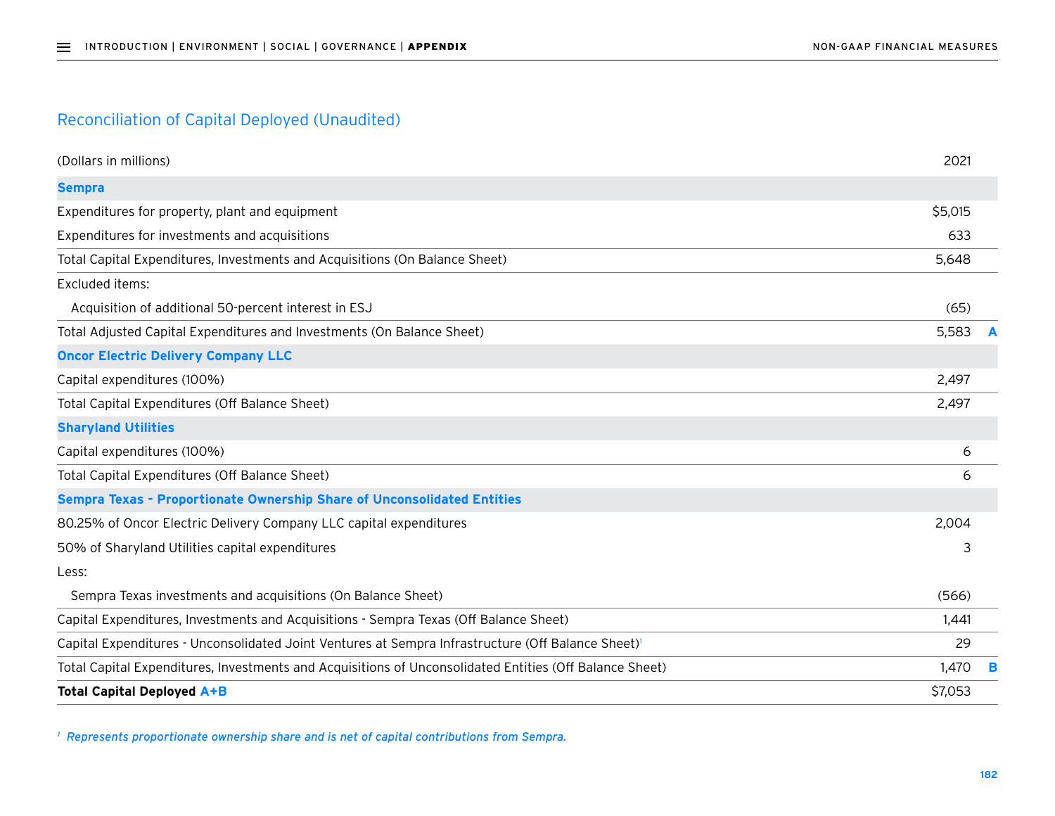## Reconciliation of Capital Deployed (Unaudited)

| (Dollars in millions) | 2021 | |
|---|---|---|
| **Sempra** | | |
| Expenditures for property, plant and equipment | $5,015 | |
| Expenditures for investments and acquisitions | 633 | |
| Total Capital Expenditures, Investments and Acquisitions (On Balance Sheet) | 5,648 | |
| Excluded items: | | |
| Acquisition of additional 50-percent interest in ESJ | (65) | |
| Total Adjusted Capital Expenditures and Investments (On Balance Sheet) | 5,583 | A |
| **Oncor Electric Delivery Company LLC** | | |
| Capital expenditures (100%) | 2,497 | |
| Total Capital Expenditures (Off Balance Sheet) | 2,497 | |
| **Sharyland Utilities** | | |
| Capital expenditures (100%) | 6 | |
| Total Capital Expenditures (Off Balance Sheet) | 6 | |
| **Sempra Texas - Proportionate Ownership Share of Unconsolidated Entities** | | |
| 80.25% of Oncor Electric Delivery Company LLC capital expenditures | 2,004 | |
| 50% of Sharyland Utilities capital expenditures | 3 | |
| Less: | | |
| Sempra Texas investments and acquisitions (On Balance Sheet) | (566) | |
| Capital Expenditures, Investments and Acquisitions - Sempra Texas (Off Balance Sheet) | 1,441 | |
| Capital Expenditures - Unconsolidated Joint Ventures at Sempra Infrastructure (Off Balance Sheet)[1] | 29 | |
| Total Capital Expenditures, Investments and Acquisitions of Unconsolidated Entities (Off Balance Sheet) | 1,470 | B |
| **Total Capital Deployed A+B** | $7,053 | |

[1] *Represents proportionate ownership share and is net of capital contributions from Sempra.*